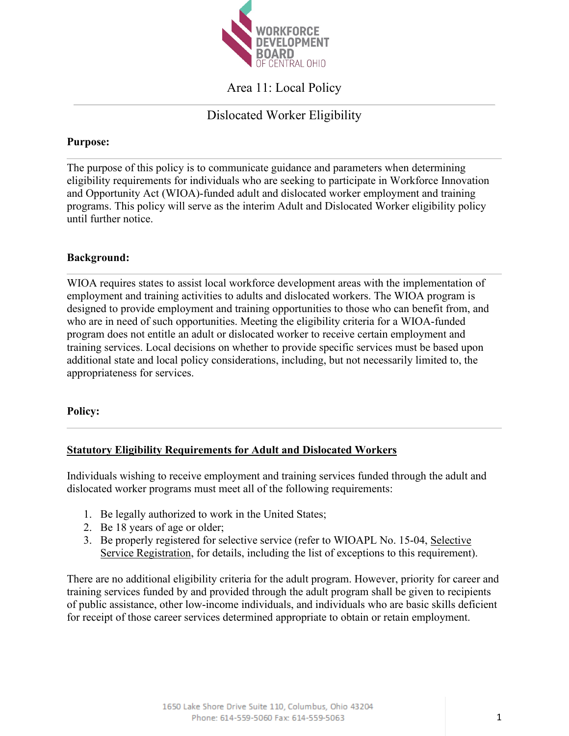# Area 11: Local Policy

## Dislocated Worker Eligibility

**Purpose:**

The purpose of this policy is to communicate guidance and parameters when determining eligibility requirements for individuals who are seeking to participate in Workforce Innovation and Opportunity Act (WIOA)-funded adult and dislocated worker employment and training programs. This policy will serve as the interim Adult and Dislocated Worker eligibility policy until further notice.

**Background:**

WIOA requires states to assist local workforce development areas with the implementation of employment and training activities to adults and dislocated workers. The WIOA program is designed to provide employment and training opportunities to those who can benefit from, and who are in need of such opportunities. Meeting the eligibility criteria for a WIOA-funded program does not entitle an adult or dislocated worker to receive certain employment and training services. Local decisions on whether to provide specific services must be based upon additional state and local policy considerations, including, but not necessarily limited to, the appropriateness for services.

**Policy:**

**Statutory Eligibility Requirements for Adult and Dislocated Workers**

Individuals wishing to receive employment and training services funded through the adult and dislocated worker programs must meet all of the following requirements:

1. Be legally authorized to work in the United States;
2. Be 18 years of age or older;
3. Be properly registered for selective service (refer to WIOAPL No. 15-04, Selective Service Registration, for details, including the list of exceptions to this requirement).

There are no additional eligibility criteria for the adult program. However, priority for career and training services funded by and provided through the adult program shall be given to recipients of public assistance, other low-income individuals, and individuals who are basic skills deficient for receipt of those career services determined appropriate to obtain or retain employment.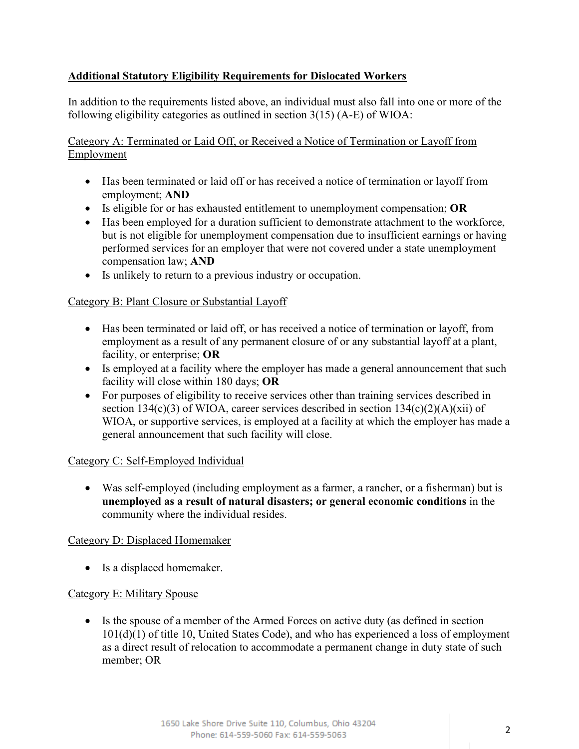**Additional Statutory Eligibility Requirements for Dislocated Workers**

In addition to the requirements listed above, an individual must also fall into one or more of the following eligibility categories as outlined in section 3(15) (A-E) of WIOA:

Category A: Terminated or Laid Off, or Received a Notice of Termination or Layoff from Employment

- Has been terminated or laid off or has received a notice of termination or layoff from employment; **AND**
- Is eligible for or has exhausted entitlement to unemployment compensation; **OR**
- Has been employed for a duration sufficient to demonstrate attachment to the workforce, but is not eligible for unemployment compensation due to insufficient earnings or having performed services for an employer that were not covered under a state unemployment compensation law; **AND**
- Is unlikely to return to a previous industry or occupation.

Category B: Plant Closure or Substantial Layoff

- Has been terminated or laid off, or has received a notice of termination or layoff, from employment as a result of any permanent closure of or any substantial layoff at a plant, facility, or enterprise; **OR**
- Is employed at a facility where the employer has made a general announcement that such facility will close within 180 days; **OR**
- For purposes of eligibility to receive services other than training services described in section 134(c)(3) of WIOA, career services described in section 134(c)(2)(A)(xii) of WIOA, or supportive services, is employed at a facility at which the employer has made a general announcement that such facility will close.

Category C: Self-Employed Individual

- Was self-employed (including employment as a farmer, a rancher, or a fisherman) but is **unemployed as a result of natural disasters; or general economic conditions** in the community where the individual resides.

Category D: Displaced Homemaker

- Is a displaced homemaker.

Category E: Military Spouse

- Is the spouse of a member of the Armed Forces on active duty (as defined in section 101(d)(1) of title 10, United States Code), and who has experienced a loss of employment as a direct result of relocation to accommodate a permanent change in duty state of such member; OR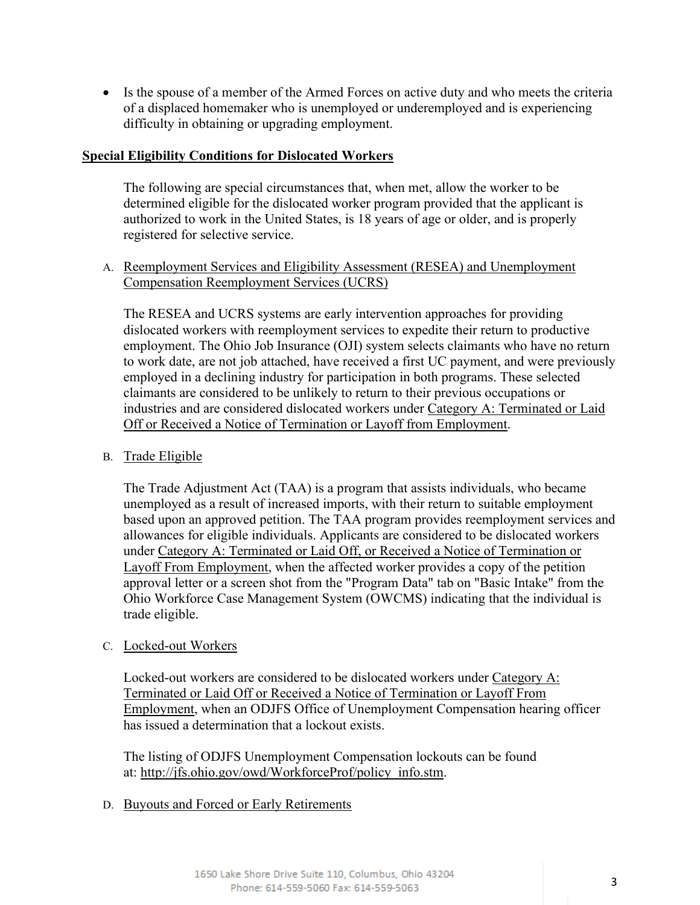- Is the spouse of a member of the Armed Forces on active duty and who meets the criteria of a displaced homemaker who is unemployed or underemployed and is experiencing difficulty in obtaining or upgrading employment.

**Special Eligibility Conditions for Dislocated Workers**

The following are special circumstances that, when met, allow the worker to be determined eligible for the dislocated worker program provided that the applicant is authorized to work in the United States, is 18 years of age or older, and is properly registered for selective service.

A. Reemployment Services and Eligibility Assessment (RESEA) and Unemployment Compensation Reemployment Services (UCRS)

The RESEA and UCRS systems are early intervention approaches for providing dislocated workers with reemployment services to expedite their return to productive employment. The Ohio Job Insurance (OJI) system selects claimants who have no return to work date, are not job attached, have received a first UC payment, and were previously employed in a declining industry for participation in both programs. These selected claimants are considered to be unlikely to return to their previous occupations or industries and are considered dislocated workers under Category A: Terminated or Laid Off or Received a Notice of Termination or Layoff from Employment.

B. Trade Eligible

The Trade Adjustment Act (TAA) is a program that assists individuals, who became unemployed as a result of increased imports, with their return to suitable employment based upon an approved petition. The TAA program provides reemployment services and allowances for eligible individuals. Applicants are considered to be dislocated workers under Category A: Terminated or Laid Off, or Received a Notice of Termination or Layoff From Employment, when the affected worker provides a copy of the petition approval letter or a screen shot from the "Program Data" tab on "Basic Intake" from the Ohio Workforce Case Management System (OWCMS) indicating that the individual is trade eligible.

C. Locked-out Workers

Locked-out workers are considered to be dislocated workers under Category A: Terminated or Laid Off or Received a Notice of Termination or Layoff From Employment, when an ODJFS Office of Unemployment Compensation hearing officer has issued a determination that a lockout exists.

The listing of ODJFS Unemployment Compensation lockouts can be found at: http://jfs.ohio.gov/owd/WorkforceProf/policy_info.stm.

D. Buyouts and Forced or Early Retirements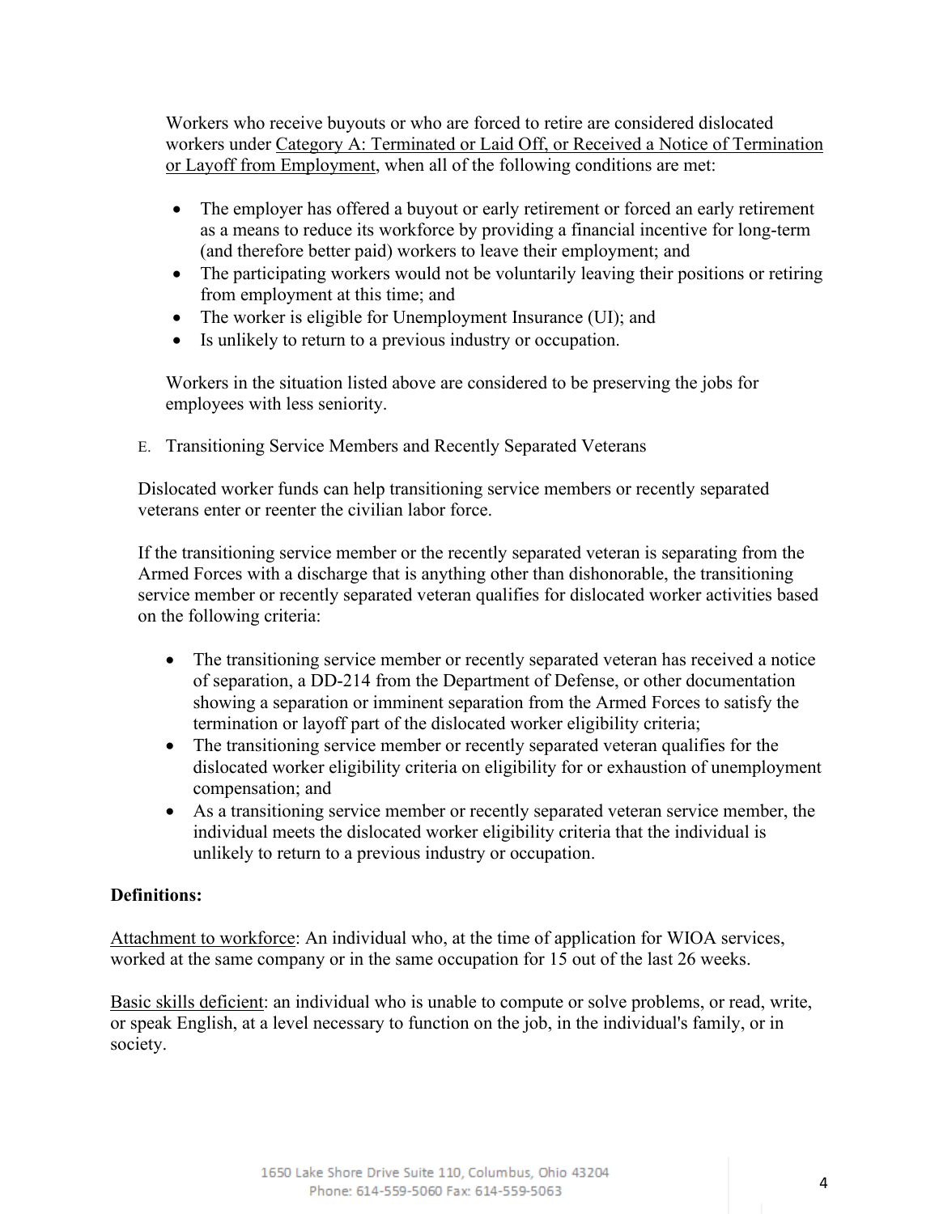Workers who receive buyouts or who are forced to retire are considered dislocated workers under Category A: Terminated or Laid Off, or Received a Notice of Termination or Layoff from Employment, when all of the following conditions are met:

- The employer has offered a buyout or early retirement or forced an early retirement as a means to reduce its workforce by providing a financial incentive for long-term (and therefore better paid) workers to leave their employment; and
- The participating workers would not be voluntarily leaving their positions or retiring from employment at this time; and
- The worker is eligible for Unemployment Insurance (UI); and
- Is unlikely to return to a previous industry or occupation.

Workers in the situation listed above are considered to be preserving the jobs for employees with less seniority.

E. Transitioning Service Members and Recently Separated Veterans

Dislocated worker funds can help transitioning service members or recently separated veterans enter or reenter the civilian labor force.

If the transitioning service member or the recently separated veteran is separating from the Armed Forces with a discharge that is anything other than dishonorable, the transitioning service member or recently separated veteran qualifies for dislocated worker activities based on the following criteria:

- The transitioning service member or recently separated veteran has received a notice of separation, a DD-214 from the Department of Defense, or other documentation showing a separation or imminent separation from the Armed Forces to satisfy the termination or layoff part of the dislocated worker eligibility criteria;
- The transitioning service member or recently separated veteran qualifies for the dislocated worker eligibility criteria on eligibility for or exhaustion of unemployment compensation; and
- As a transitioning service member or recently separated veteran service member, the individual meets the dislocated worker eligibility criteria that the individual is unlikely to return to a previous industry or occupation.

**Definitions:**

Attachment to workforce: An individual who, at the time of application for WIOA services, worked at the same company or in the same occupation for 15 out of the last 26 weeks.

Basic skills deficient: an individual who is unable to compute or solve problems, or read, write, or speak English, at a level necessary to function on the job, in the individual's family, or in society.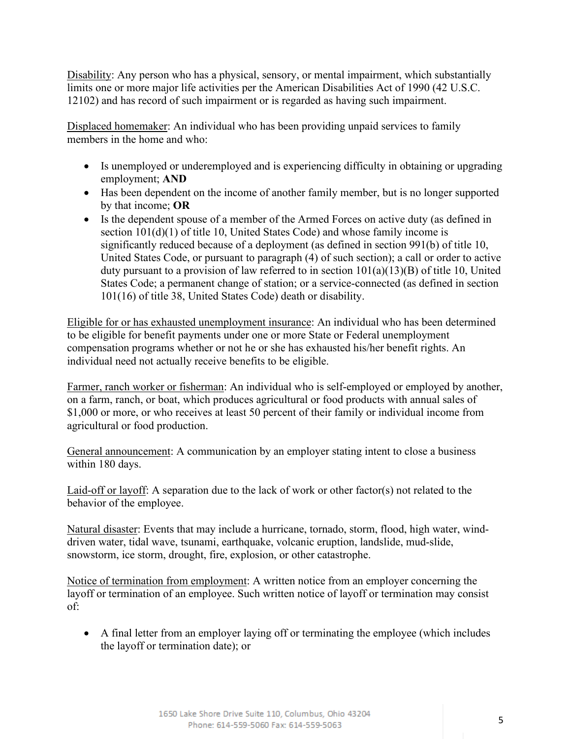Disability: Any person who has a physical, sensory, or mental impairment, which substantially limits one or more major life activities per the American Disabilities Act of 1990 (42 U.S.C. 12102) and has record of such impairment or is regarded as having such impairment.

Displaced homemaker: An individual who has been providing unpaid services to family members in the home and who:

- Is unemployed or underemployed and is experiencing difficulty in obtaining or upgrading employment; **AND**
- Has been dependent on the income of another family member, but is no longer supported by that income; **OR**
- Is the dependent spouse of a member of the Armed Forces on active duty (as defined in section 101(d)(1) of title 10, United States Code) and whose family income is significantly reduced because of a deployment (as defined in section 991(b) of title 10, United States Code, or pursuant to paragraph (4) of such section); a call or order to active duty pursuant to a provision of law referred to in section 101(a)(13)(B) of title 10, United States Code; a permanent change of station; or a service-connected (as defined in section 101(16) of title 38, United States Code) death or disability.

Eligible for or has exhausted unemployment insurance: An individual who has been determined to be eligible for benefit payments under one or more State or Federal unemployment compensation programs whether or not he or she has exhausted his/her benefit rights. An individual need not actually receive benefits to be eligible.

Farmer, ranch worker or fisherman: An individual who is self-employed or employed by another, on a farm, ranch, or boat, which produces agricultural or food products with annual sales of $1,000 or more, or who receives at least 50 percent of their family or individual income from agricultural or food production.

General announcement: A communication by an employer stating intent to close a business within 180 days.

Laid-off or layoff: A separation due to the lack of work or other factor(s) not related to the behavior of the employee.

Natural disaster: Events that may include a hurricane, tornado, storm, flood, high water, wind-driven water, tidal wave, tsunami, earthquake, volcanic eruption, landslide, mud-slide, snowstorm, ice storm, drought, fire, explosion, or other catastrophe.

Notice of termination from employment: A written notice from an employer concerning the layoff or termination of an employee. Such written notice of layoff or termination may consist of:

- A final letter from an employer laying off or terminating the employee (which includes the layoff or termination date); or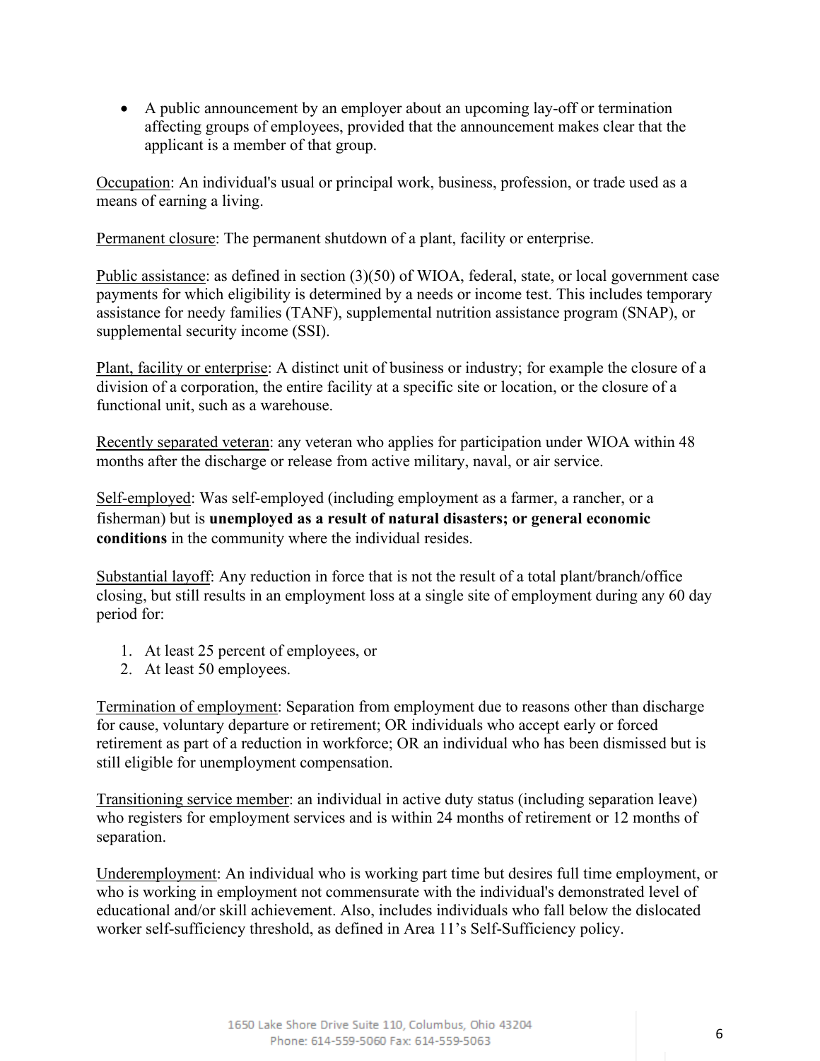- A public announcement by an employer about an upcoming lay-off or termination affecting groups of employees, provided that the announcement makes clear that the applicant is a member of that group.

<u>Occupation</u>: An individual's usual or principal work, business, profession, or trade used as a means of earning a living.

<u>Permanent closure</u>: The permanent shutdown of a plant, facility or enterprise.

<u>Public assistance</u>: as defined in section (3)(50) of WIOA, federal, state, or local government case payments for which eligibility is determined by a needs or income test. This includes temporary assistance for needy families (TANF), supplemental nutrition assistance program (SNAP), or supplemental security income (SSI).

<u>Plant, facility or enterprise</u>: A distinct unit of business or industry; for example the closure of a division of a corporation, the entire facility at a specific site or location, or the closure of a functional unit, such as a warehouse.

<u>Recently separated veteran</u>: any veteran who applies for participation under WIOA within 48 months after the discharge or release from active military, naval, or air service.

<u>Self-employed</u>: Was self-employed (including employment as a farmer, a rancher, or a fisherman) but is **unemployed as a result of natural disasters; or general economic conditions** in the community where the individual resides.

<u>Substantial layoff</u>: Any reduction in force that is not the result of a total plant/branch/office closing, but still results in an employment loss at a single site of employment during any 60 day period for:

1. At least 25 percent of employees, or
2. At least 50 employees.

<u>Termination of employment</u>: Separation from employment due to reasons other than discharge for cause, voluntary departure or retirement; OR individuals who accept early or forced retirement as part of a reduction in workforce; OR an individual who has been dismissed but is still eligible for unemployment compensation.

<u>Transitioning service member</u>: an individual in active duty status (including separation leave) who registers for employment services and is within 24 months of retirement or 12 months of separation.

<u>Underemployment</u>: An individual who is working part time but desires full time employment, or who is working in employment not commensurate with the individual's demonstrated level of educational and/or skill achievement. Also, includes individuals who fall below the dislocated worker self-sufficiency threshold, as defined in Area 11's Self-Sufficiency policy.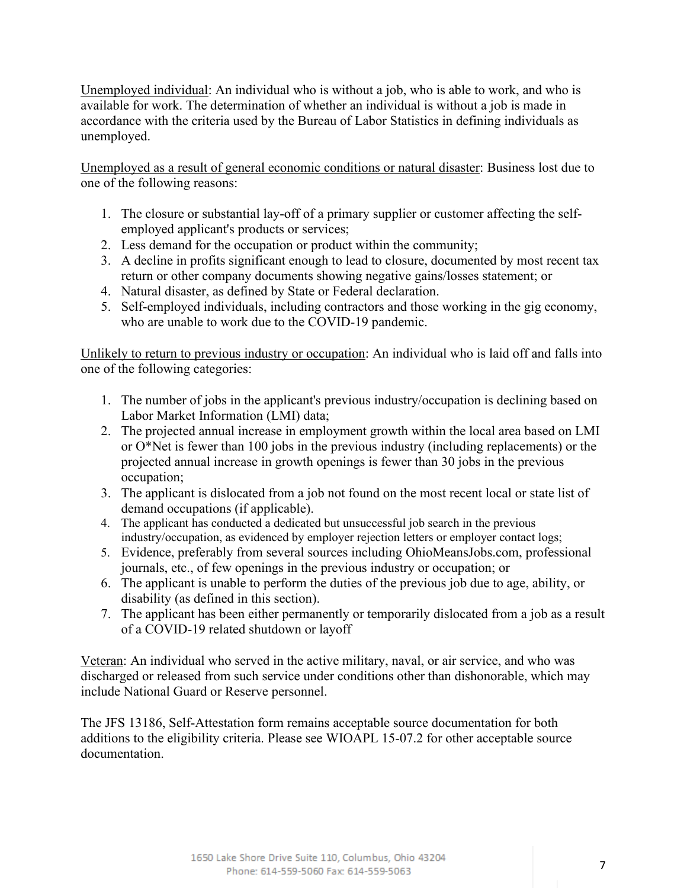Unemployed individual: An individual who is without a job, who is able to work, and who is available for work. The determination of whether an individual is without a job is made in accordance with the criteria used by the Bureau of Labor Statistics in defining individuals as unemployed.

Unemployed as a result of general economic conditions or natural disaster: Business lost due to one of the following reasons:

1. The closure or substantial lay-off of a primary supplier or customer affecting the self-employed applicant's products or services;
2. Less demand for the occupation or product within the community;
3. A decline in profits significant enough to lead to closure, documented by most recent tax return or other company documents showing negative gains/losses statement; or
4. Natural disaster, as defined by State or Federal declaration.
5. Self-employed individuals, including contractors and those working in the gig economy, who are unable to work due to the COVID-19 pandemic.

Unlikely to return to previous industry or occupation: An individual who is laid off and falls into one of the following categories:

1. The number of jobs in the applicant's previous industry/occupation is declining based on Labor Market Information (LMI) data;
2. The projected annual increase in employment growth within the local area based on LMI or O*Net is fewer than 100 jobs in the previous industry (including replacements) or the projected annual increase in growth openings is fewer than 30 jobs in the previous occupation;
3. The applicant is dislocated from a job not found on the most recent local or state list of demand occupations (if applicable).
4. The applicant has conducted a dedicated but unsuccessful job search in the previous industry/occupation, as evidenced by employer rejection letters or employer contact logs;
5. Evidence, preferably from several sources including OhioMeansJobs.com, professional journals, etc., of few openings in the previous industry or occupation; or
6. The applicant is unable to perform the duties of the previous job due to age, ability, or disability (as defined in this section).
7. The applicant has been either permanently or temporarily dislocated from a job as a result of a COVID-19 related shutdown or layoff

Veteran: An individual who served in the active military, naval, or air service, and who was discharged or released from such service under conditions other than dishonorable, which may include National Guard or Reserve personnel.

The JFS 13186, Self-Attestation form remains acceptable source documentation for both additions to the eligibility criteria. Please see WIOAPL 15-07.2 for other acceptable source documentation.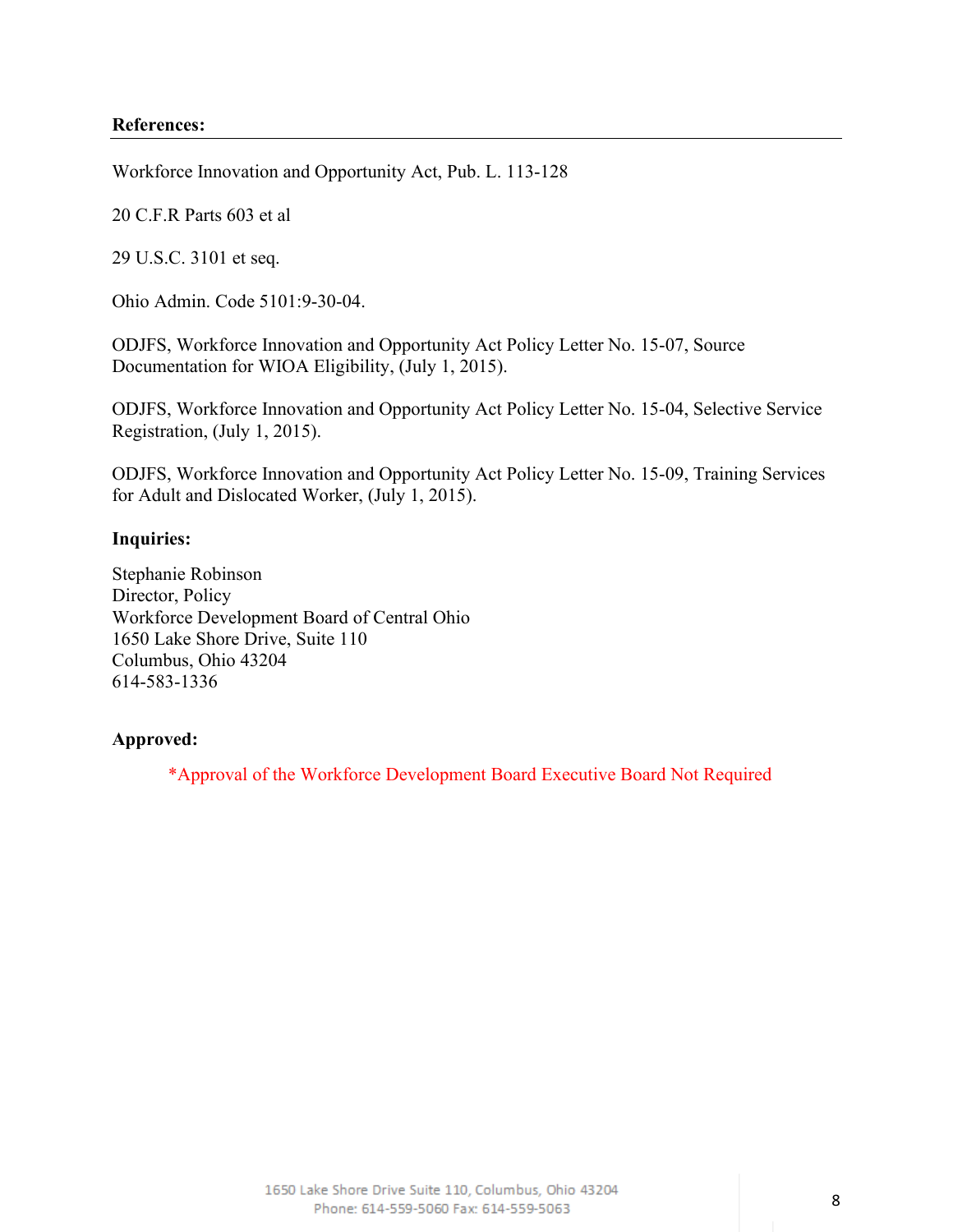**References:**

Workforce Innovation and Opportunity Act, Pub. L. 113-128

20 C.F.R Parts 603 et al

29 U.S.C. 3101 et seq.

Ohio Admin. Code 5101:9-30-04.

ODJFS, Workforce Innovation and Opportunity Act Policy Letter No. 15-07, Source Documentation for WIOA Eligibility, (July 1, 2015).

ODJFS, Workforce Innovation and Opportunity Act Policy Letter No. 15-04, Selective Service Registration, (July 1, 2015).

ODJFS, Workforce Innovation and Opportunity Act Policy Letter No. 15-09, Training Services for Adult and Dislocated Worker, (July 1, 2015).

**Inquiries:**

Stephanie Robinson
Director, Policy
Workforce Development Board of Central Ohio
1650 Lake Shore Drive, Suite 110
Columbus, Ohio 43204
614-583-1336

**Approved:**

*Approval of the Workforce Development Board Executive Board Not Required